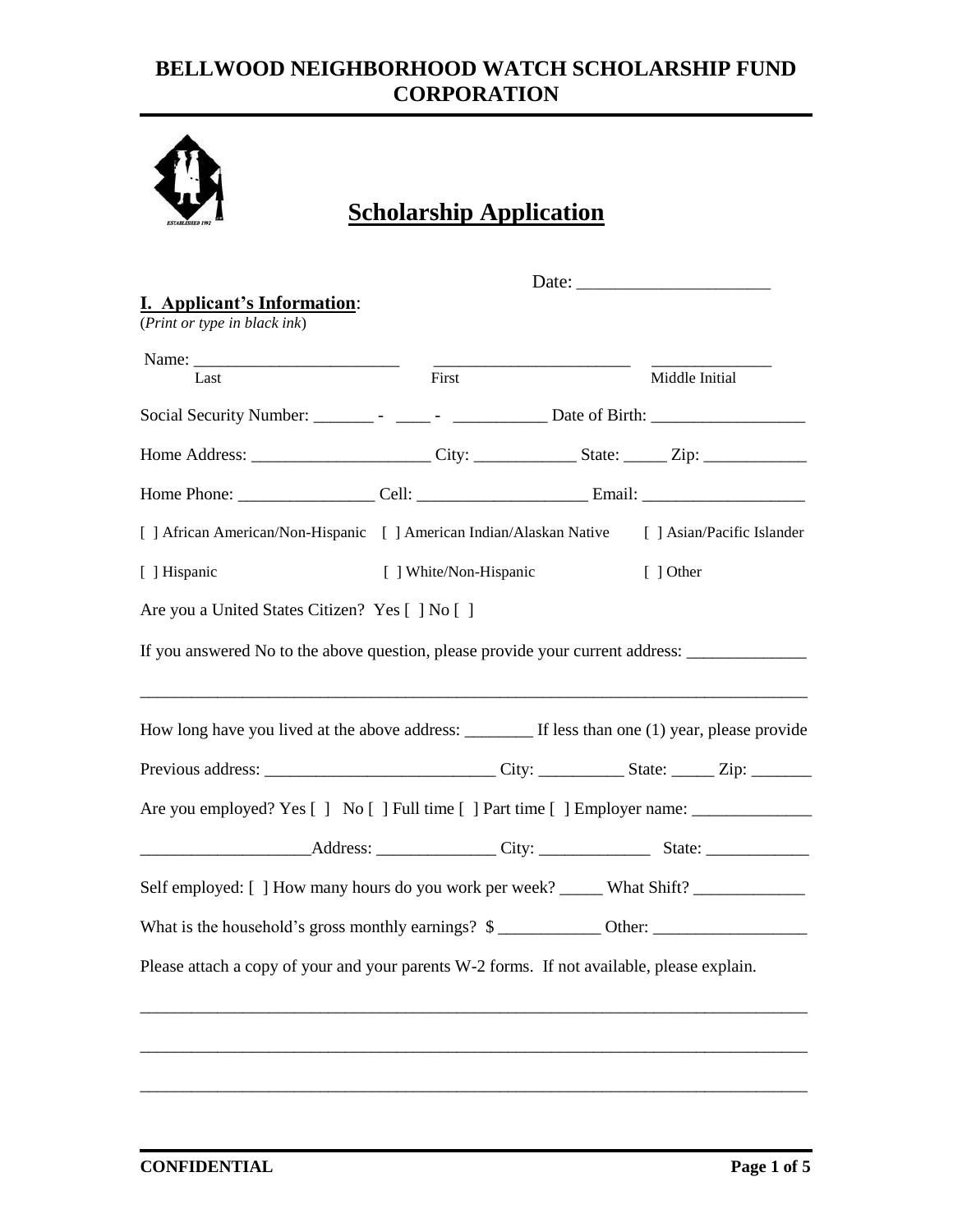# BELLWOOD NEIGHBORHOOD WATCH SCHOLARSHIP FUND CORPORATION

## Scholarship Application

Date: ______________________

**I. Applicant's Information**:
(*Print or type in black ink*)

Name: ________________________ ________________________ ______________
Last First Middle Initial

Social Security Number: _______ - ____ - ___________ Date of Birth: __________________

Home Address: _____________________ City: ____________ State: _____ Zip: ____________

Home Phone: ________________ Cell: ____________________ Email: ___________________

[ ] African American/Non-Hispanic [ ] American Indian/Alaskan Native [ ] Asian/Pacific Islander

[ ] Hispanic [ ] White/Non-Hispanic [ ] Other

Are you a United States Citizen? Yes [ ] No [ ]

If you answered No to the above question, please provide your current address: ______________

______________________________________________________________________________

How long have you lived at the above address: ________ If less than one (1) year, please provide

Previous address: ___________________________ City: __________ State: _____ Zip: _______

Are you employed? Yes [ ] No [ ] Full time [ ] Part time [ ] Employer name: ______________

____________________Address: ______________ City: _____________ State: ____________

Self employed: [ ] How many hours do you work per week? _____ What Shift? _____________

What is the household's gross monthly earnings? $ ____________ Other: __________________

Please attach a copy of your and your parents W-2 forms. If not available, please explain.

______________________________________________________________________________

______________________________________________________________________________

______________________________________________________________________________

**CONFIDENTIAL**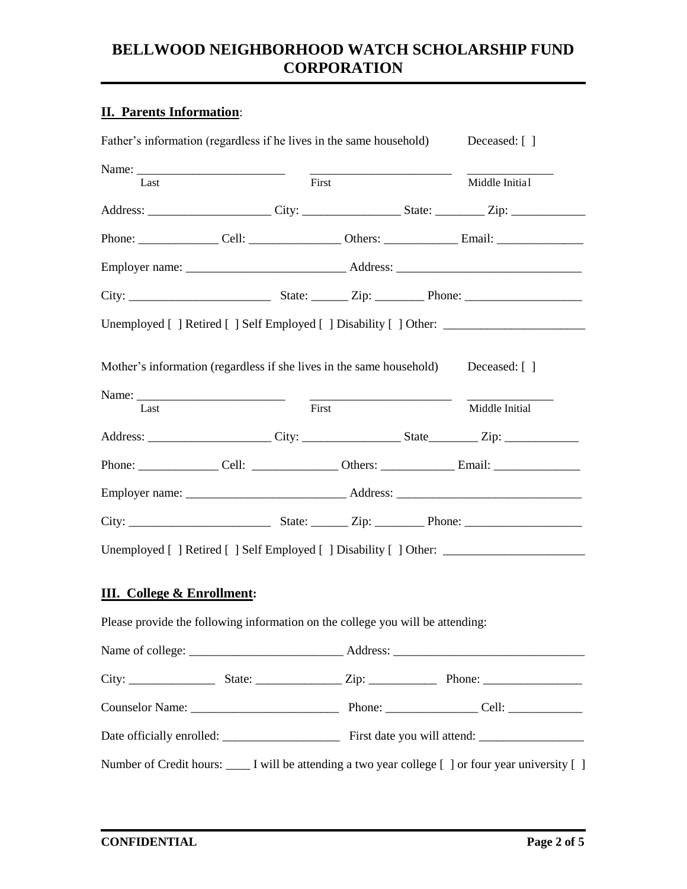# BELLWOOD NEIGHBORHOOD WATCH SCHOLARSHIP FUND CORPORATION

## II. Parents Information:

Father's information (regardless if he lives in the same household) Deceased: [ ]

Name: ________________________ ________________________ ______________
Last First Middle Initial

Address: ____________________ City: ________________ State: ________ Zip: ____________

Phone: _____________ Cell: _______________ Others: ____________ Email: ______________

Employer name: _________________________ Address: ______________________________

City: _______________________ State: ______ Zip: ________ Phone: ___________________

Unemployed [ ] Retired [ ] Self Employed [ ] Disability [ ] Other: _______________________

Mother's information (regardless if she lives in the same household) Deceased: [ ]

Name: ________________________ ________________________ ______________
Last First Middle Initial

Address: ____________________ City: ________________ State________ Zip: ____________

Phone: _____________ Cell: ______________ Others: ____________ Email: ______________

Employer name: _________________________ Address: ______________________________

City: _______________________ State: ______ Zip: ________ Phone: ___________________

Unemployed [ ] Retired [ ] Self Employed [ ] Disability [ ] Other: _______________________

## III. College & Enrollment:

Please provide the following information on the college you will be attending:

Name of college: _________________________ Address: _______________________________

City: ______________ State: ______________ Zip: ___________ Phone: ________________

Counselor Name: ________________________ Phone: _______________ Cell: ____________

Date officially enrolled: ___________________ First date you will attend: _________________

Number of Credit hours: ____ I will be attending a two year college [ ] or four year university [ ]

**CONFIDENTIAL**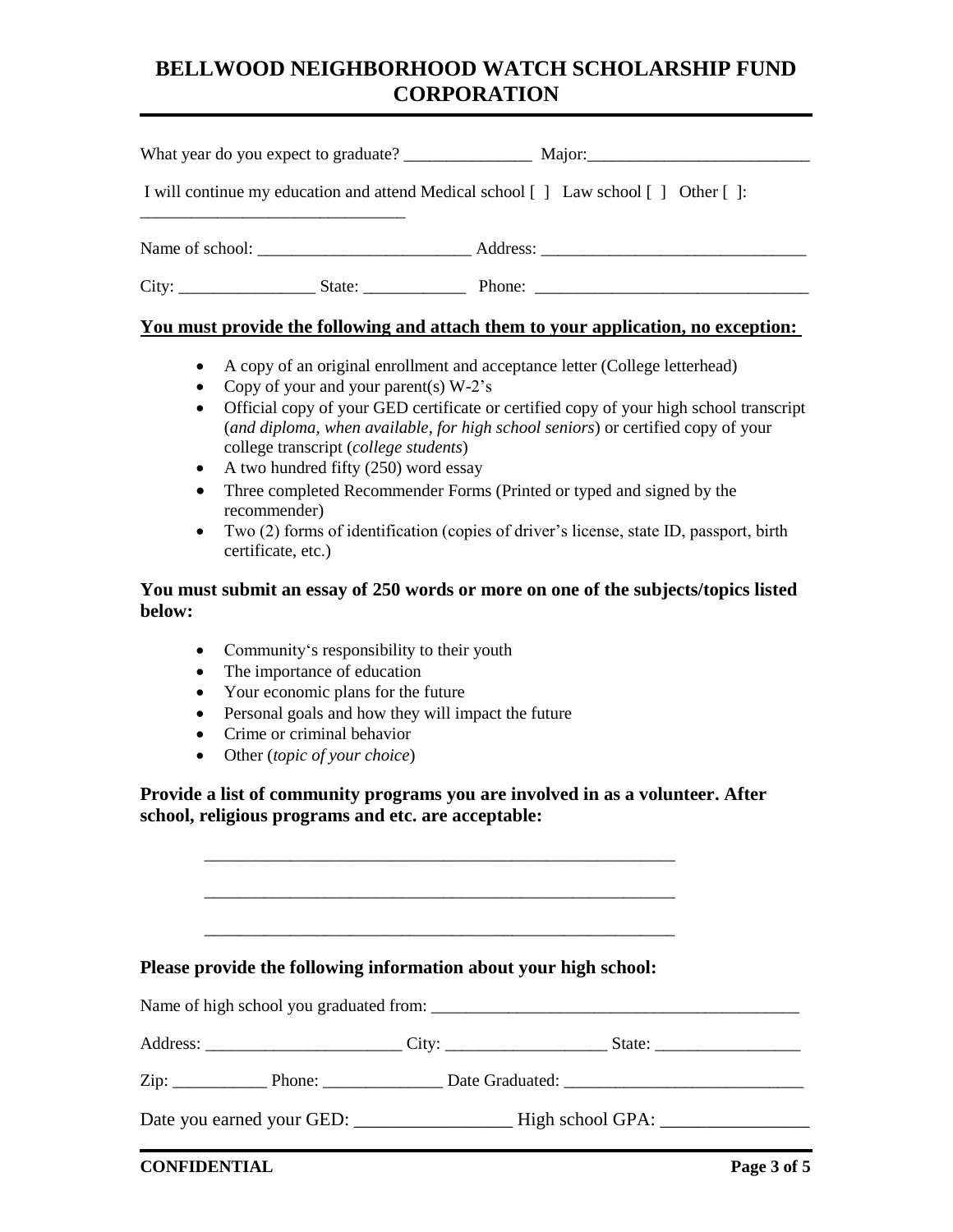# BELLWOOD NEIGHBORHOOD WATCH SCHOLARSHIP FUND CORPORATION

What year do you expect to graduate? _______________ Major:__________________________

I will continue my education and attend Medical school [ ] Law school [ ] Other [ ]: _______________________________

Name of school: _________________________ Address: _______________________________

City: ________________ State: ____________ Phone: ________________________________

**You must provide the following and attach them to your application, no exception:**

- A copy of an original enrollment and acceptance letter (College letterhead)
- Copy of your and your parent(s) W-2's
- Official copy of your GED certificate or certified copy of your high school transcript (*and diploma, when available, for high school seniors*) or certified copy of your college transcript (*college students*)
- A two hundred fifty (250) word essay
- Three completed Recommender Forms (Printed or typed and signed by the recommender)
- Two (2) forms of identification (copies of driver's license, state ID, passport, birth certificate, etc.)

**You must submit an essay of 250 words or more on one of the subjects/topics listed below:**

- Community's responsibility to their youth
- The importance of education
- Your economic plans for the future
- Personal goals and how they will impact the future
- Crime or criminal behavior
- Other (*topic of your choice*)

**Provide a list of community programs you are involved in as a volunteer. After school, religious programs and etc. are acceptable:**

_______________________________________________________

_______________________________________________________

_______________________________________________________

**Please provide the following information about your high school:**

Name of high school you graduated from: ___________________________________________

Address: _______________________ City: ___________________ State: _________________

Zip: ___________ Phone: ______________ Date Graduated: ____________________________

Date you earned your GED: _________________ High school GPA: ________________

**CONFIDENTIAL**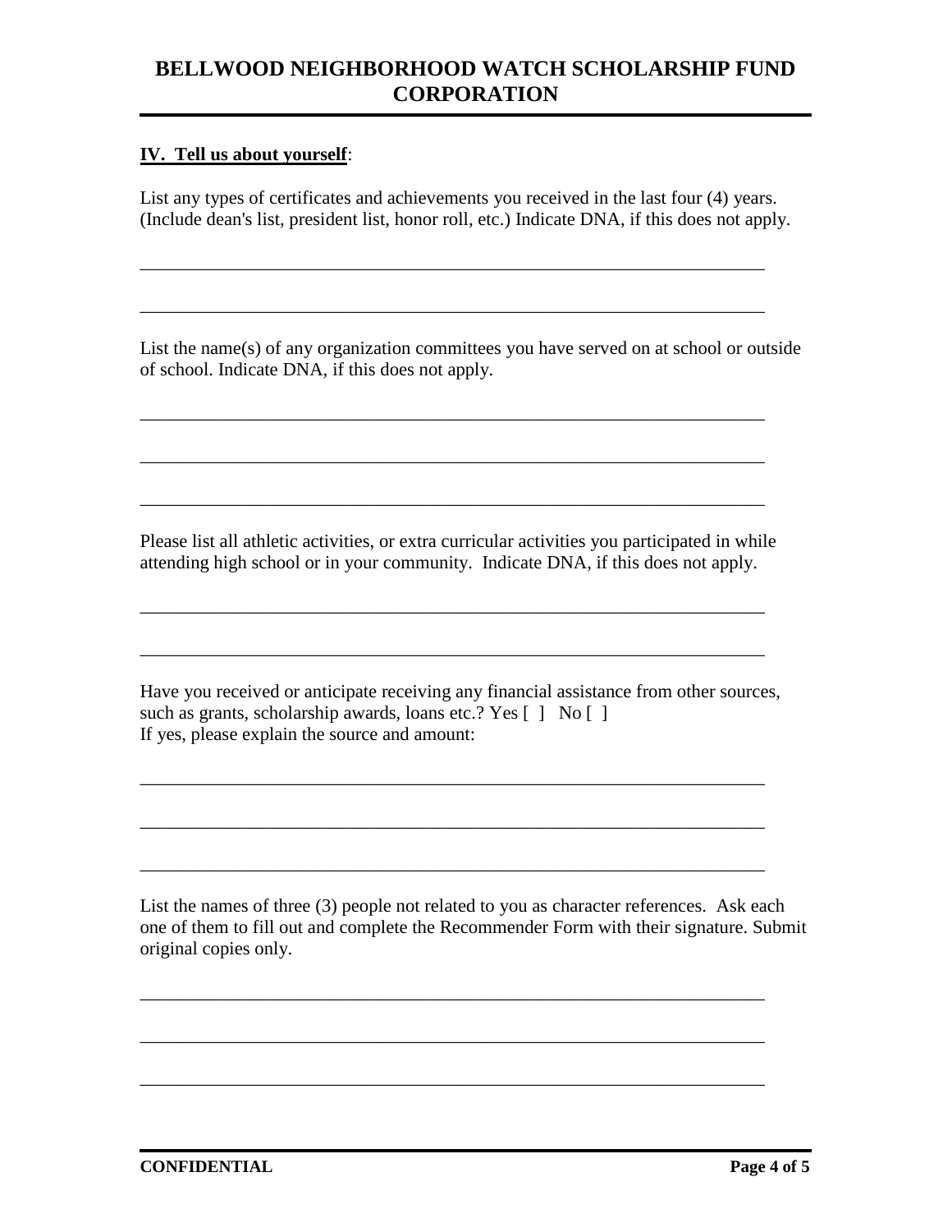# BELLWOOD NEIGHBORHOOD WATCH SCHOLARSHIP FUND CORPORATION

**IV. Tell us about yourself**:

List any types of certificates and achievements you received in the last four (4) years. (Include dean's list, president list, honor roll, etc.) Indicate DNA, if this does not apply.

_____________________________________________________________________

_____________________________________________________________________

List the name(s) of any organization committees you have served on at school or outside of school. Indicate DNA, if this does not apply.

_____________________________________________________________________

_____________________________________________________________________

_____________________________________________________________________

Please list all athletic activities, or extra curricular activities you participated in while attending high school or in your community. Indicate DNA, if this does not apply.

_____________________________________________________________________

_____________________________________________________________________

Have you received or anticipate receiving any financial assistance from other sources, such as grants, scholarship awards, loans etc.? Yes [ ] No [ ]
If yes, please explain the source and amount:

_____________________________________________________________________

_____________________________________________________________________

_____________________________________________________________________

List the names of three (3) people not related to you as character references. Ask each one of them to fill out and complete the Recommender Form with their signature. Submit original copies only.

_____________________________________________________________________

_____________________________________________________________________

_____________________________________________________________________

**CONFIDENTIAL**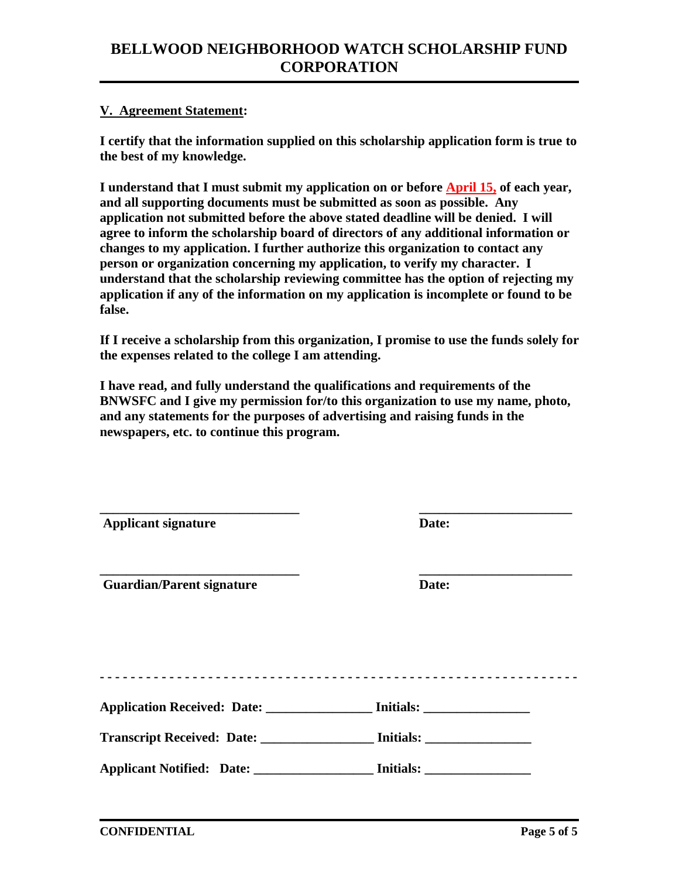**V. Agreement Statement:**

**I certify that the information supplied on this scholarship application form is true to the best of my knowledge.**

**I understand that I must submit my application on or before April 15, of each year, and all supporting documents must be submitted as soon as possible. Any application not submitted before the above stated deadline will be denied. I will agree to inform the scholarship board of directors of any additional information or changes to my application. I further authorize this organization to contact any person or organization concerning my application, to verify my character. I understand that the scholarship reviewing committee has the option of rejecting my application if any of the information on my application is incomplete or found to be false.**

**If I receive a scholarship from this organization, I promise to use the funds solely for the expenses related to the college I am attending.**

**I have read, and fully understand the qualifications and requirements of the BNWSFC and I give my permission for/to this organization to use my name, photo, and any statements for the purposes of advertising and raising funds in the newspapers, etc. to continue this program.**

______________________________ ______________________

**Applicant signature** **Date:**

______________________________ ______________________

**Guardian/Parent signature** **Date:**

- - - - - - - - - - - - - - - - - - - - - - - - - - - - - - - - - - - - - - - - - - - - - - - - - - - - - - - - - - - - - -

**Application Received: Date: _______________ Initials: _______________**

**Transcript Received: Date: ________________ Initials: _______________**

**Applicant Notified: Date: _________________ Initials: _______________**

**CONFIDENTIAL**